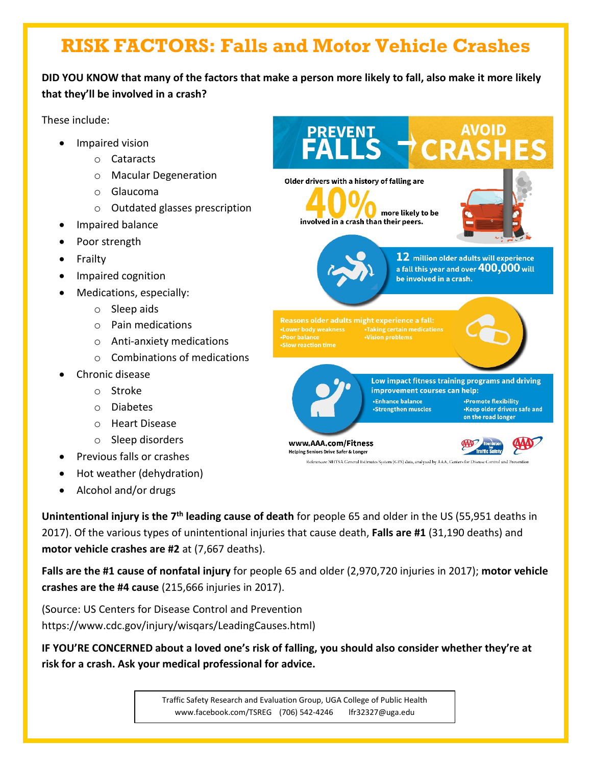# RISK FACTORS: Falls and Motor Vehicle Crashes

**DID YOU KNOW that many of the factors that make a person more likely to fall, also make it more likely that they'll be involved in a crash?**

These include:

- Impaired vision
  - Cataracts
  - Macular Degeneration
  - Glaucoma
  - Outdated glasses prescription
- Impaired balance
- Poor strength
- Frailty
- Impaired cognition
- Medications, especially:
  - Sleep aids
  - Pain medications
  - Anti-anxiety medications
  - Combinations of medications
- Chronic disease
  - Stroke
  - Diabetes
  - Heart Disease
  - Sleep disorders
- Previous falls or crashes
- Hot weather (dehydration)
- Alcohol and/or drugs

## PREVENT FALLS → AVOID CRASHES

Older drivers with a history of falling are **40%** more likely to be involved in a crash than their peers.

**12** million older adults will experience a fall this year and over **400,000** will be involved in a crash.

**Reasons older adults might experience a fall:**

- Lower body weakness
- Poor balance
- Slow reaction time
- Taking certain medications
- Vision problems

**Low impact fitness training programs and driving improvement courses can help:**

- Enhance balance
- Strengthen muscles
- Promote flexibility
- Keep older drivers safe and on the road longer

**www.AAA.com/Fitness**
Helping Seniors Drive Safer & Longer

AAA Foundation for Traffic Safety | AAA

References: NHTSA General Estimates System (GES) data, analyzed by AAA, Centers for Disease Control and Prevention

**Unintentional injury is the 7th leading cause of death** for people 65 and older in the US (55,951 deaths in 2017). Of the various types of unintentional injuries that cause death, **Falls are #1** (31,190 deaths) and **motor vehicle crashes are #2** at (7,667 deaths).

**Falls are the #1 cause of nonfatal injury** for people 65 and older (2,970,720 injuries in 2017); **motor vehicle crashes are the #4 cause** (215,666 injuries in 2017).

(Source: US Centers for Disease Control and Prevention https://www.cdc.gov/injury/wisqars/LeadingCauses.html)

**IF YOU'RE CONCERNED about a loved one's risk of falling, you should also consider whether they're at risk for a crash. Ask your medical professional for advice.**

Traffic Safety Research and Evaluation Group, UGA College of Public Health
www.facebook.com/TSREG (706) 542-4246 lfr32327@uga.edu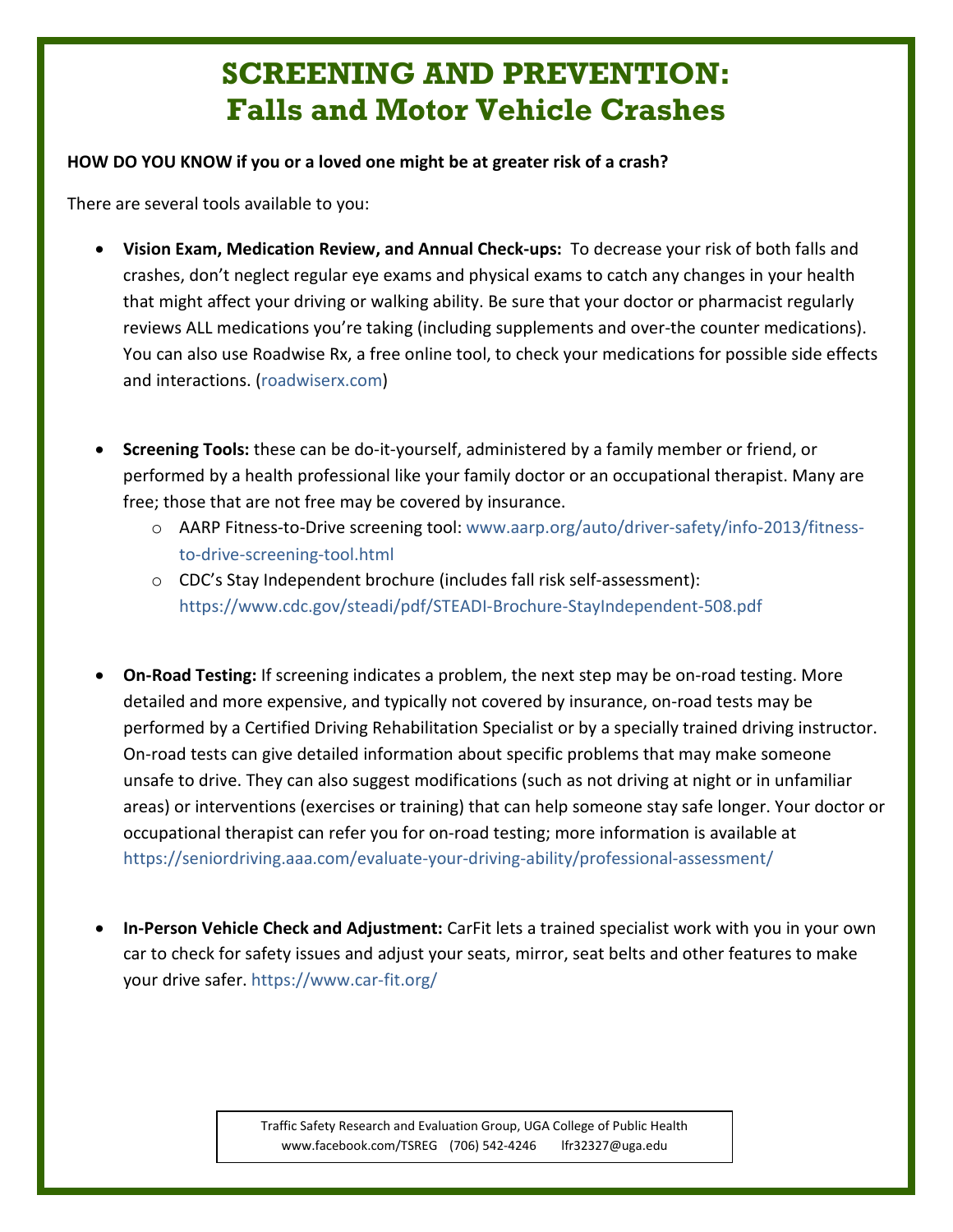# SCREENING AND PREVENTION: Falls and Motor Vehicle Crashes

**HOW DO YOU KNOW if you or a loved one might be at greater risk of a crash?**

There are several tools available to you:

- **Vision Exam, Medication Review, and Annual Check-ups:** To decrease your risk of both falls and crashes, don't neglect regular eye exams and physical exams to catch any changes in your health that might affect your driving or walking ability. Be sure that your doctor or pharmacist regularly reviews ALL medications you're taking (including supplements and over-the counter medications). You can also use Roadwise Rx, a free online tool, to check your medications for possible side effects and interactions. (roadwiserx.com)

- **Screening Tools:** these can be do-it-yourself, administered by a family member or friend, or performed by a health professional like your family doctor or an occupational therapist. Many are free; those that are not free may be covered by insurance.
    - AARP Fitness-to-Drive screening tool: www.aarp.org/auto/driver-safety/info-2013/fitness-to-drive-screening-tool.html
    - CDC's Stay Independent brochure (includes fall risk self-assessment): https://www.cdc.gov/steadi/pdf/STEADI-Brochure-StayIndependent-508.pdf

- **On-Road Testing:** If screening indicates a problem, the next step may be on-road testing. More detailed and more expensive, and typically not covered by insurance, on-road tests may be performed by a Certified Driving Rehabilitation Specialist or by a specially trained driving instructor. On-road tests can give detailed information about specific problems that may make someone unsafe to drive. They can also suggest modifications (such as not driving at night or in unfamiliar areas) or interventions (exercises or training) that can help someone stay safe longer. Your doctor or occupational therapist can refer you for on-road testing; more information is available at https://seniordriving.aaa.com/evaluate-your-driving-ability/professional-assessment/

- **In-Person Vehicle Check and Adjustment:** CarFit lets a trained specialist work with you in your own car to check for safety issues and adjust your seats, mirror, seat belts and other features to make your drive safer. https://www.car-fit.org/

Traffic Safety Research and Evaluation Group, UGA College of Public Health
www.facebook.com/TSREG (706) 542-4246 lfr32327@uga.edu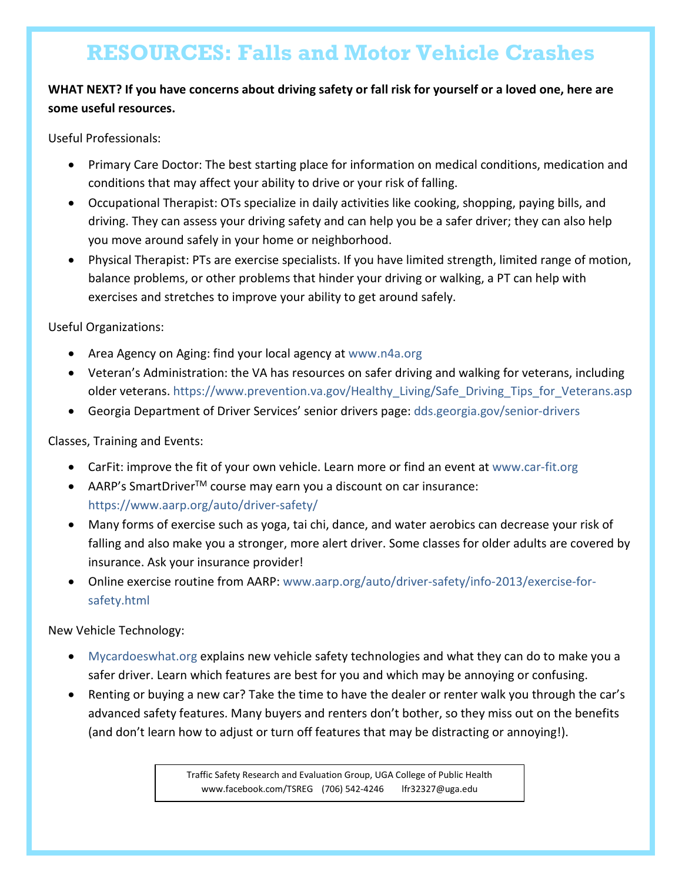# RESOURCES: Falls and Motor Vehicle Crashes

**WHAT NEXT? If you have concerns about driving safety or fall risk for yourself or a loved one, here are some useful resources.**

Useful Professionals:

- Primary Care Doctor: The best starting place for information on medical conditions, medication and conditions that may affect your ability to drive or your risk of falling.
- Occupational Therapist: OTs specialize in daily activities like cooking, shopping, paying bills, and driving. They can assess your driving safety and can help you be a safer driver; they can also help you move around safely in your home or neighborhood.
- Physical Therapist: PTs are exercise specialists. If you have limited strength, limited range of motion, balance problems, or other problems that hinder your driving or walking, a PT can help with exercises and stretches to improve your ability to get around safely.

Useful Organizations:

- Area Agency on Aging: find your local agency at www.n4a.org
- Veteran's Administration: the VA has resources on safer driving and walking for veterans, including older veterans. https://www.prevention.va.gov/Healthy_Living/Safe_Driving_Tips_for_Veterans.asp
- Georgia Department of Driver Services' senior drivers page: dds.georgia.gov/senior-drivers

Classes, Training and Events:

- CarFit: improve the fit of your own vehicle. Learn more or find an event at www.car-fit.org
- AARP's SmartDriver™ course may earn you a discount on car insurance: https://www.aarp.org/auto/driver-safety/
- Many forms of exercise such as yoga, tai chi, dance, and water aerobics can decrease your risk of falling and also make you a stronger, more alert driver. Some classes for older adults are covered by insurance. Ask your insurance provider!
- Online exercise routine from AARP: www.aarp.org/auto/driver-safety/info-2013/exercise-for-safety.html

New Vehicle Technology:

- Mycardoeswhat.org explains new vehicle safety technologies and what they can do to make you a safer driver. Learn which features are best for you and which may be annoying or confusing.
- Renting or buying a new car? Take the time to have the dealer or renter walk you through the car's advanced safety features. Many buyers and renters don't bother, so they miss out on the benefits (and don't learn how to adjust or turn off features that may be distracting or annoying!).

Traffic Safety Research and Evaluation Group, UGA College of Public Health
www.facebook.com/TSREG (706) 542-4246 lfr32327@uga.edu